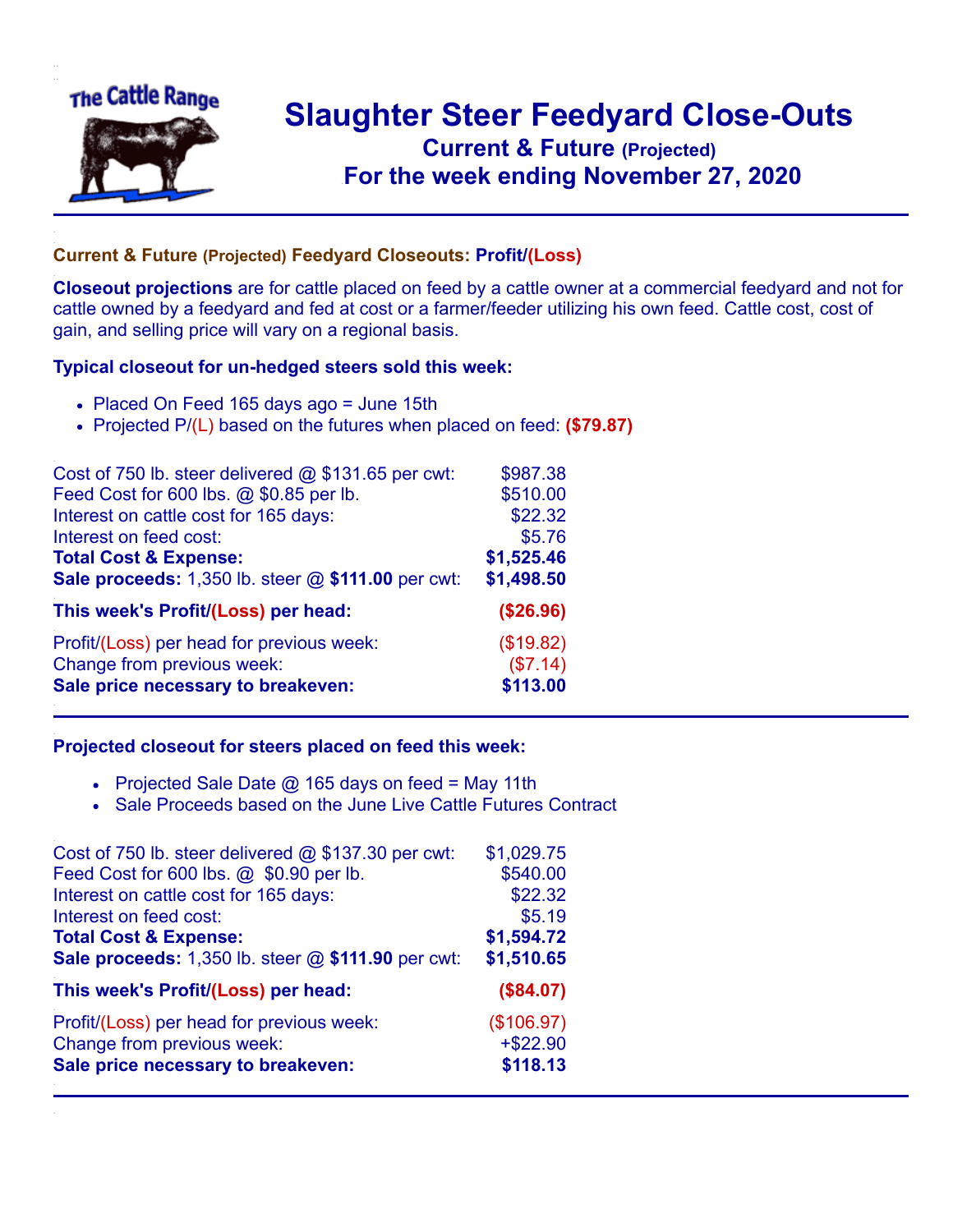The Cattle Range

# Slaughter Steer Feedyard Close-Outs

## Current & Future (Projected)

## For the week ending November 27, 2020

### Current & Future (Projected) Feedyard Closeouts: Profit/(Loss)

**Closeout projections** are for cattle placed on feed by a cattle owner at a commercial feedyard and not for cattle owned by a feedyard and fed at cost or a farmer/feeder utilizing his own feed. Cattle cost, cost of gain, and selling price will vary on a regional basis.

### Typical closeout for un-hedged steers sold this week:

- Placed On Feed 165 days ago = June 15th
- Projected P/(L) based on the futures when placed on feed: **($79.87)**

| | |
|---|---|
| Cost of 750 lb. steer delivered @ $131.65 per cwt: | $987.38 |
| Feed Cost for 600 lbs. @ $0.85 per lb. | $510.00 |
| Interest on cattle cost for 165 days: | $22.32 |
| Interest on feed cost: | $5.76 |
| **Total Cost & Expense:** | **$1,525.46** |
| **Sale proceeds:** 1,350 lb. steer @ **$111.00** per cwt: | **$1,498.50** |
| **This week's Profit/(Loss) per head:** | **($26.96)** |
| Profit/(Loss) per head for previous week: | ($19.82) |
| Change from previous week: | ($7.14) |
| **Sale price necessary to breakeven:** | **$113.00** |

### Projected closeout for steers placed on feed this week:

- Projected Sale Date @ 165 days on feed = May 11th
- Sale Proceeds based on the June Live Cattle Futures Contract

| | |
|---|---|
| Cost of 750 lb. steer delivered @ $137.30 per cwt: | $1,029.75 |
| Feed Cost for 600 lbs. @ $0.90 per lb. | $540.00 |
| Interest on cattle cost for 165 days: | $22.32 |
| Interest on feed cost: | $5.19 |
| **Total Cost & Expense:** | **$1,594.72** |
| **Sale proceeds:** 1,350 lb. steer @ **$111.90** per cwt: | **$1,510.65** |
| **This week's Profit/(Loss) per head:** | **($84.07)** |
| Profit/(Loss) per head for previous week: | ($106.97) |
| Change from previous week: | +$22.90 |
| **Sale price necessary to breakeven:** | **$118.13** |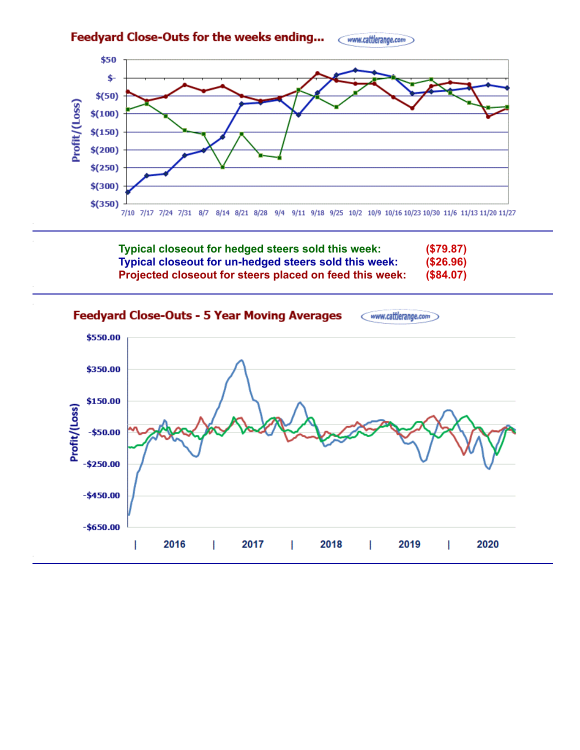## Feedyard Close-Outs for the weeks ending...

www.cattlerange.com

$50
$-
$(50)
$(100)
$(150)
$(200)
$(250)
$(300)
$(350)

Profit/(Loss)

7/10 7/17 7/24 7/31 8/7 8/14 8/21 8/28 9/4 9/11 9/18 9/25 10/2 10/9 10/16 10/23 10/30 11/6 11/13 11/20 11/27

---

**Typical closeout for hedged steers sold this week:** **($79.87)**
**Typical closeout for un-hedged steers sold this week:** **($26.96)**
**Projected closeout for steers placed on feed this week:** **($84.07)**

---

## Feedyard Close-Outs - 5 Year Moving Averages

www.cattlerange.com

$550.00
$350.00
$150.00
-$50.00
-$250.00
-$450.00
-$650.00

Profit/(Loss)

2016 2017 2018 2019 2020